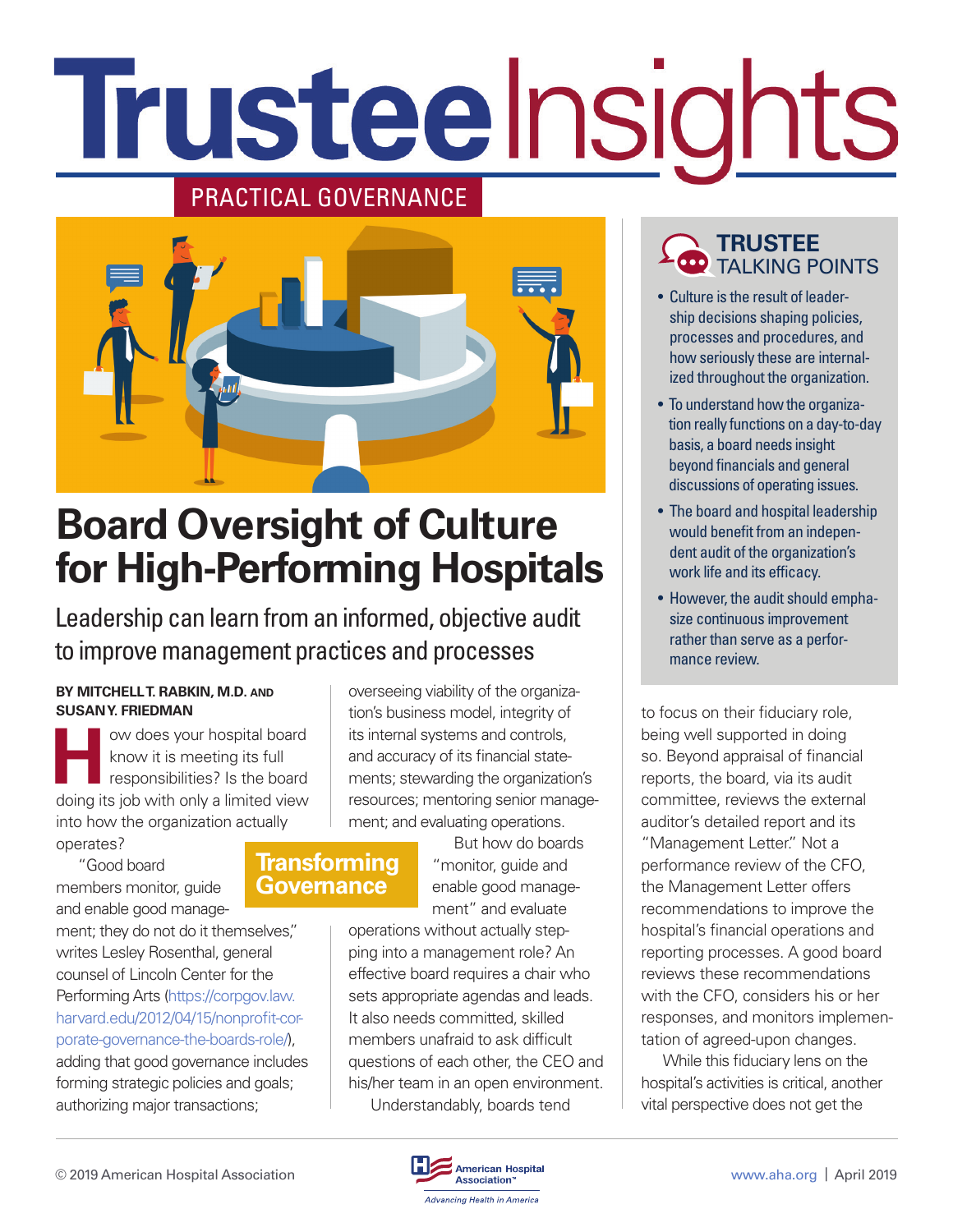# Trustee Insights

PRACTICAL GOVERNANCE

# Board Oversight of Culture for High-Performing Hospitals

## Leadership can learn from an informed, objective audit to improve management practices and processes

**BY MITCHELL T. RABKIN, M.D. AND SUSAN Y. FRIEDMAN**

How does your hospital board know it is meeting its full responsibilities? Is the board doing its job with only a limited view into how the organization actually operates?

"Good board members monitor, guide and enable good management; they do not do it themselves," writes Lesley Rosenthal, general counsel of Lincoln Center for the Performing Arts (https://corpgov.law.harvard.edu/2012/04/15/nonprofit-corporate-governance-the-boards-role/), adding that good governance includes forming strategic policies and goals; authorizing major transactions; overseeing viability of the organization's business model, integrity of its internal systems and controls, and accuracy of its financial statements; stewarding the organization's resources; mentoring senior management; and evaluating operations.

**Transforming Governance**

But how do boards "monitor, guide and enable good management" and evaluate operations without actually stepping into a management role? An effective board requires a chair who sets appropriate agendas and leads. It also needs committed, skilled members unafraid to ask difficult questions of each other, the CEO and his/her team in an open environment.

Understandably, boards tend to focus on their fiduciary role, being well supported in doing so. Beyond appraisal of financial reports, the board, via its audit committee, reviews the external auditor's detailed report and its "Management Letter." Not a performance review of the CFO, the Management Letter offers recommendations to improve the hospital's financial operations and reporting processes. A good board reviews these recommendations with the CFO, considers his or her responses, and monitors implementation of agreed-upon changes.

While this fiduciary lens on the hospital's activities is critical, another vital perspective does not get the

---

### TRUSTEE TALKING POINTS

- Culture is the result of leadership decisions shaping policies, processes and procedures, and how seriously these are internalized throughout the organization.
- To understand how the organization really functions on a day-to-day basis, a board needs insight beyond financials and general discussions of operating issues.
- The board and hospital leadership would benefit from an independent audit of the organization's work life and its efficacy.
- However, the audit should emphasize continuous improvement rather than serve as a performance review.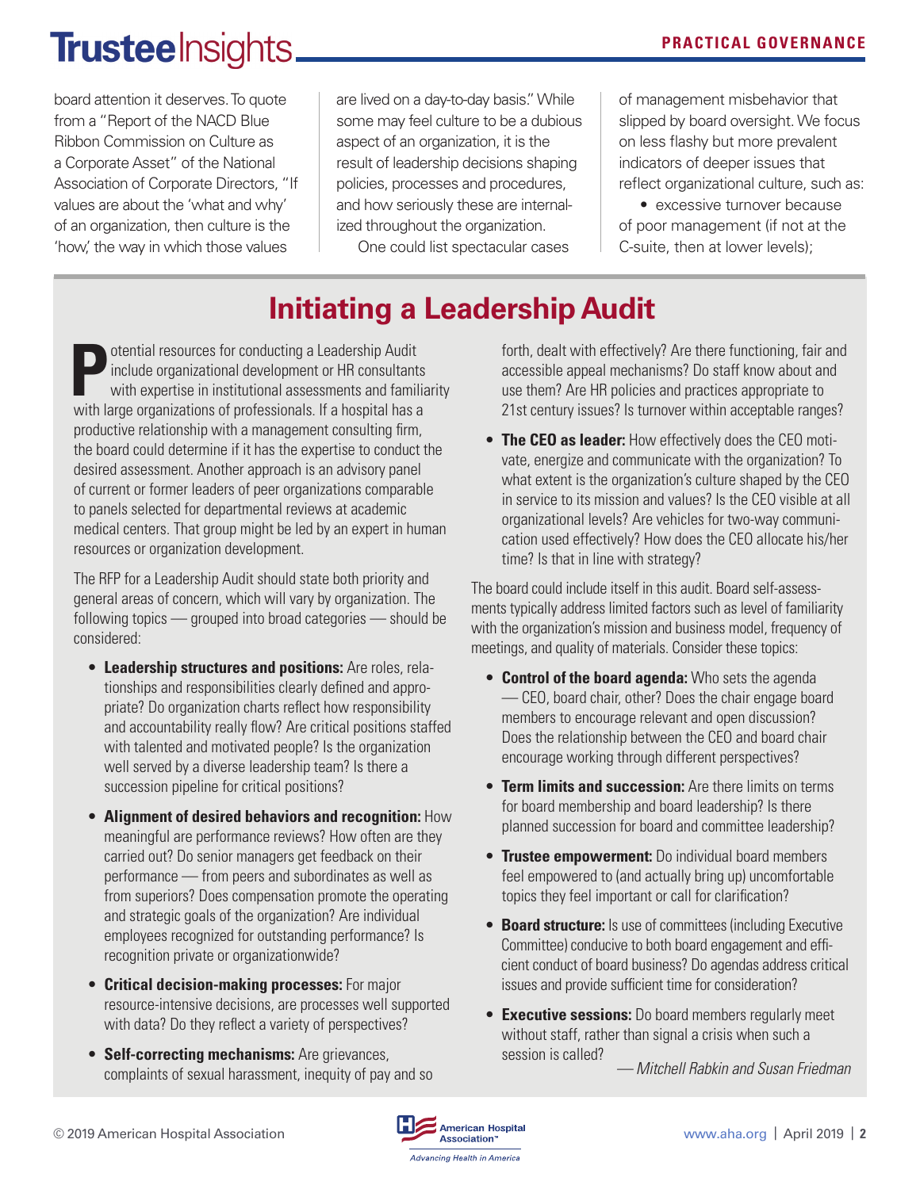board attention it deserves. To quote from a "Report of the NACD Blue Ribbon Commission on Culture as a Corporate Asset" of the National Association of Corporate Directors, "If values are about the 'what and why' of an organization, then culture is the 'how,' the way in which those values are lived on a day-to-day basis." While some may feel culture to be a dubious aspect of an organization, it is the result of leadership decisions shaping policies, processes and procedures, and how seriously these are internalized throughout the organization.

One could list spectacular cases of management misbehavior that slipped by board oversight. We focus on less flashy but more prevalent indicators of deeper issues that reflect organizational culture, such as:

- excessive turnover because of poor management (if not at the C-suite, then at lower levels);

## Initiating a Leadership Audit

Potential resources for conducting a Leadership Audit include organizational development or HR consultants with expertise in institutional assessments and familiarity with large organizations of professionals. If a hospital has a productive relationship with a management consulting firm, the board could determine if it has the expertise to conduct the desired assessment. Another approach is an advisory panel of current or former leaders of peer organizations comparable to panels selected for departmental reviews at academic medical centers. That group might be led by an expert in human resources or organization development.

The RFP for a Leadership Audit should state both priority and general areas of concern, which will vary by organization. The following topics — grouped into broad categories — should be considered:

- **Leadership structures and positions:** Are roles, relationships and responsibilities clearly defined and appropriate? Do organization charts reflect how responsibility and accountability really flow? Are critical positions staffed with talented and motivated people? Is the organization well served by a diverse leadership team? Is there a succession pipeline for critical positions?
- **Alignment of desired behaviors and recognition:** How meaningful are performance reviews? How often are they carried out? Do senior managers get feedback on their performance — from peers and subordinates as well as from superiors? Does compensation promote the operating and strategic goals of the organization? Are individual employees recognized for outstanding performance? Is recognition private or organizationwide?
- **Critical decision-making processes:** For major resource-intensive decisions, are processes well supported with data? Do they reflect a variety of perspectives?
- **Self-correcting mechanisms:** Are grievances, complaints of sexual harassment, inequity of pay and so forth, dealt with effectively? Are there functioning, fair and accessible appeal mechanisms? Do staff know about and use them? Are HR policies and practices appropriate to 21st century issues? Is turnover within acceptable ranges?
- **The CEO as leader:** How effectively does the CEO motivate, energize and communicate with the organization? To what extent is the organization's culture shaped by the CEO in service to its mission and values? Is the CEO visible at all organizational levels? Are vehicles for two-way communication used effectively? How does the CEO allocate his/her time? Is that in line with strategy?

The board could include itself in this audit. Board self-assessments typically address limited factors such as level of familiarity with the organization's mission and business model, frequency of meetings, and quality of materials. Consider these topics:

- **Control of the board agenda:** Who sets the agenda — CEO, board chair, other? Does the chair engage board members to encourage relevant and open discussion? Does the relationship between the CEO and board chair encourage working through different perspectives?
- **Term limits and succession:** Are there limits on terms for board membership and board leadership? Is there planned succession for board and committee leadership?
- **Trustee empowerment:** Do individual board members feel empowered to (and actually bring up) uncomfortable topics they feel important or call for clarification?
- **Board structure:** Is use of committees (including Executive Committee) conducive to both board engagement and efficient conduct of board business? Do agendas address critical issues and provide sufficient time for consideration?
- **Executive sessions:** Do board members regularly meet without staff, rather than signal a crisis when such a session is called?

*— Mitchell Rabkin and Susan Friedman*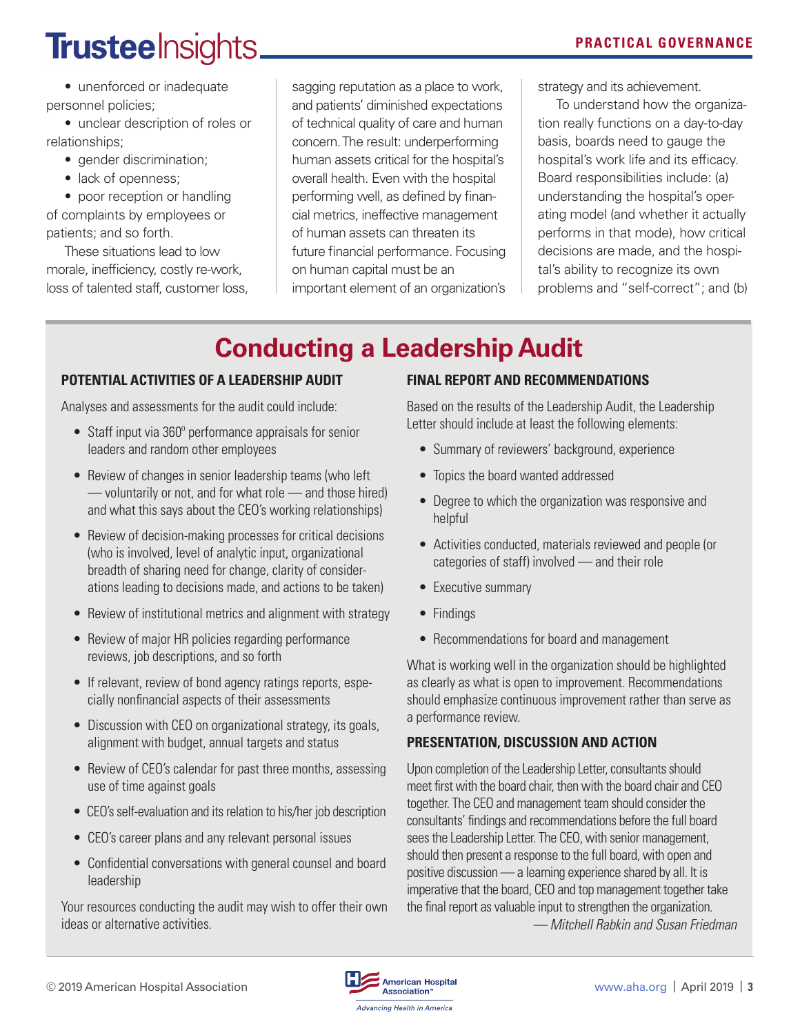• unenforced or inadequate personnel policies;

• unclear description of roles or relationships;

• gender discrimination;

• lack of openness;

• poor reception or handling of complaints by employees or patients; and so forth.

These situations lead to low morale, inefficiency, costly re-work, loss of talented staff, customer loss, sagging reputation as a place to work, and patients' diminished expectations of technical quality of care and human concern. The result: underperforming human assets critical for the hospital's overall health. Even with the hospital performing well, as defined by financial metrics, ineffective management of human assets can threaten its future financial performance. Focusing on human capital must be an important element of an organization's strategy and its achievement.

To understand how the organization really functions on a day-to-day basis, boards need to gauge the hospital's work life and its efficacy. Board responsibilities include: (a) understanding the hospital's operating model (and whether it actually performs in that mode), how critical decisions are made, and the hospital's ability to recognize its own problems and "self-correct"; and (b)

## Conducting a Leadership Audit

### POTENTIAL ACTIVITIES OF A LEADERSHIP AUDIT

Analyses and assessments for the audit could include:

- Staff input via 360º performance appraisals for senior leaders and random other employees
- Review of changes in senior leadership teams (who left — voluntarily or not, and for what role — and those hired) and what this says about the CEO's working relationships)
- Review of decision-making processes for critical decisions (who is involved, level of analytic input, organizational breadth of sharing need for change, clarity of considerations leading to decisions made, and actions to be taken)
- Review of institutional metrics and alignment with strategy
- Review of major HR policies regarding performance reviews, job descriptions, and so forth
- If relevant, review of bond agency ratings reports, especially nonfinancial aspects of their assessments
- Discussion with CEO on organizational strategy, its goals, alignment with budget, annual targets and status
- Review of CEO's calendar for past three months, assessing use of time against goals
- CEO's self-evaluation and its relation to his/her job description
- CEO's career plans and any relevant personal issues
- Confidential conversations with general counsel and board leadership

Your resources conducting the audit may wish to offer their own ideas or alternative activities.

### FINAL REPORT AND RECOMMENDATIONS

Based on the results of the Leadership Audit, the Leadership Letter should include at least the following elements:

- Summary of reviewers' background, experience
- Topics the board wanted addressed
- Degree to which the organization was responsive and helpful
- Activities conducted, materials reviewed and people (or categories of staff) involved — and their role
- Executive summary
- Findings
- Recommendations for board and management

What is working well in the organization should be highlighted as clearly as what is open to improvement. Recommendations should emphasize continuous improvement rather than serve as a performance review.

### PRESENTATION, DISCUSSION AND ACTION

Upon completion of the Leadership Letter, consultants should meet first with the board chair, then with the board chair and CEO together. The CEO and management team should consider the consultants' findings and recommendations before the full board sees the Leadership Letter. The CEO, with senior management, should then present a response to the full board, with open and positive discussion — a learning experience shared by all. It is imperative that the board, CEO and top management together take the final report as valuable input to strengthen the organization.

*— Mitchell Rabkin and Susan Friedman*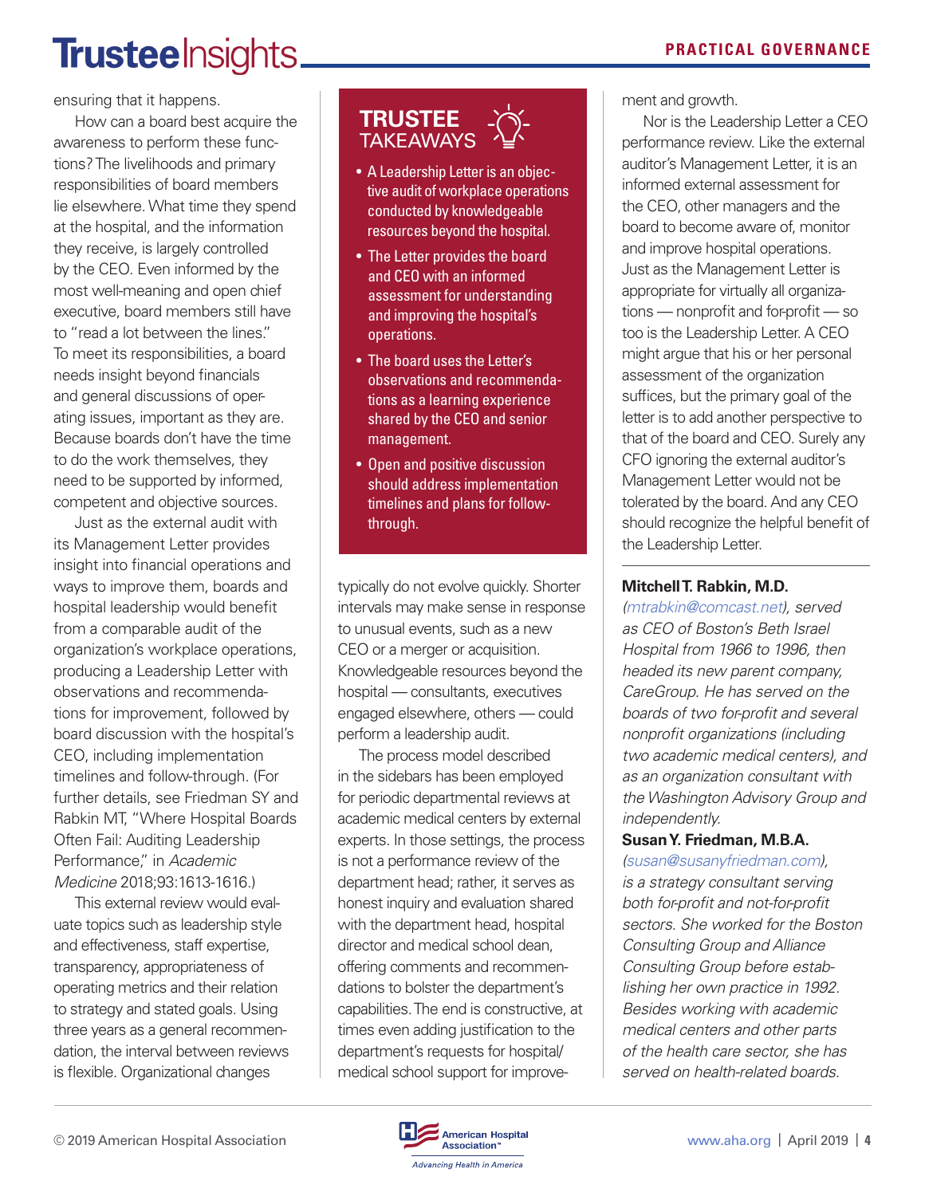ensuring that it happens.

How can a board best acquire the awareness to perform these functions? The livelihoods and primary responsibilities of board members lie elsewhere. What time they spend at the hospital, and the information they receive, is largely controlled by the CEO. Even informed by the most well-meaning and open chief executive, board members still have to "read a lot between the lines." To meet its responsibilities, a board needs insight beyond financials and general discussions of operating issues, important as they are. Because boards don't have the time to do the work themselves, they need to be supported by informed, competent and objective sources.

Just as the external audit with its Management Letter provides insight into financial operations and ways to improve them, boards and hospital leadership would benefit from a comparable audit of the organization's workplace operations, producing a Leadership Letter with observations and recommendations for improvement, followed by board discussion with the hospital's CEO, including implementation timelines and follow-through. (For further details, see Friedman SY and Rabkin MT, "Where Hospital Boards Often Fail: Auditing Leadership Performance," in *Academic Medicine* 2018;93:1613-1616.)

This external review would evaluate topics such as leadership style and effectiveness, staff expertise, transparency, appropriateness of operating metrics and their relation to strategy and stated goals. Using three years as a general recommendation, the interval between reviews is flexible. Organizational changes typically do not evolve quickly. Shorter intervals may make sense in response to unusual events, such as a new CEO or a merger or acquisition. Knowledgeable resources beyond the hospital — consultants, executives engaged elsewhere, others — could perform a leadership audit.

The process model described in the sidebars has been employed for periodic departmental reviews at academic medical centers by external experts. In those settings, the process is not a performance review of the department head; rather, it serves as honest inquiry and evaluation shared with the department head, hospital director and medical school dean, offering comments and recommendations to bolster the department's capabilities. The end is constructive, at times even adding justification to the department's requests for hospital/medical school support for improvement and growth.

Nor is the Leadership Letter a CEO performance review. Like the external auditor's Management Letter, it is an informed external assessment for the CEO, other managers and the board to become aware of, monitor and improve hospital operations. Just as the Management Letter is appropriate for virtually all organizations — nonprofit and for-profit — so too is the Leadership Letter. A CEO might argue that his or her personal assessment of the organization suffices, but the primary goal of the letter is to add another perspective to that of the board and CEO. Surely any CFO ignoring the external auditor's Management Letter would not be tolerated by the board. And any CEO should recognize the helpful benefit of the Leadership Letter.

## TRUSTEE TAKEAWAYS

- A Leadership Letter is an objective audit of workplace operations conducted by knowledgeable resources beyond the hospital.
- The Letter provides the board and CEO with an informed assessment for understanding and improving the hospital's operations.
- The board uses the Letter's observations and recommendations as a learning experience shared by the CEO and senior management.
- Open and positive discussion should address implementation timelines and plans for follow-through.

---

**Mitchell T. Rabkin, M.D.** *(mtrabkin@comcast.net), served as CEO of Boston's Beth Israel Hospital from 1966 to 1996, then headed its new parent company, CareGroup. He has served on the boards of two for-profit and several nonprofit organizations (including two academic medical centers), and as an organization consultant with the Washington Advisory Group and independently.*

**Susan Y. Friedman, M.B.A.** *(susan@susanyfriedman.com), is a strategy consultant serving both for-profit and not-for-profit sectors. She worked for the Boston Consulting Group and Alliance Consulting Group before establishing her own practice in 1992. Besides working with academic medical centers and other parts of the health care sector, she has served on health-related boards.*